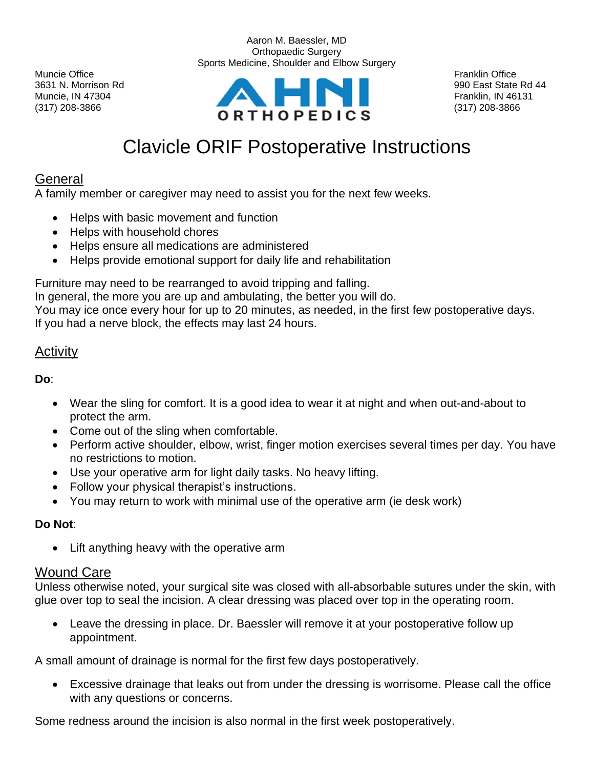Aaron M. Baessler, MD
Orthopaedic Surgery
Sports Medicine, Shoulder and Elbow Surgery

Muncie Office
3631 N. Morrison Rd
Muncie, IN 47304
(317) 208-3866

AHNI ORTHOPEDICS

Franklin Office
990 East State Rd 44
Franklin, IN 46131
(317) 208-3866

# Clavicle ORIF Postoperative Instructions

## General

A family member or caregiver may need to assist you for the next few weeks.

- Helps with basic movement and function
- Helps with household chores
- Helps ensure all medications are administered
- Helps provide emotional support for daily life and rehabilitation

Furniture may need to be rearranged to avoid tripping and falling.
In general, the more you are up and ambulating, the better you will do.
You may ice once every hour for up to 20 minutes, as needed, in the first few postoperative days.
If you had a nerve block, the effects may last 24 hours.

## Activity

**Do**:

- Wear the sling for comfort. It is a good idea to wear it at night and when out-and-about to protect the arm.
- Come out of the sling when comfortable.
- Perform active shoulder, elbow, wrist, finger motion exercises several times per day. You have no restrictions to motion.
- Use your operative arm for light daily tasks. No heavy lifting.
- Follow your physical therapist's instructions.
- You may return to work with minimal use of the operative arm (ie desk work)

**Do Not**:

- Lift anything heavy with the operative arm

## Wound Care

Unless otherwise noted, your surgical site was closed with all-absorbable sutures under the skin, with glue over top to seal the incision. A clear dressing was placed over top in the operating room.

- Leave the dressing in place. Dr. Baessler will remove it at your postoperative follow up appointment.

A small amount of drainage is normal for the first few days postoperatively.

- Excessive drainage that leaks out from under the dressing is worrisome. Please call the office with any questions or concerns.

Some redness around the incision is also normal in the first week postoperatively.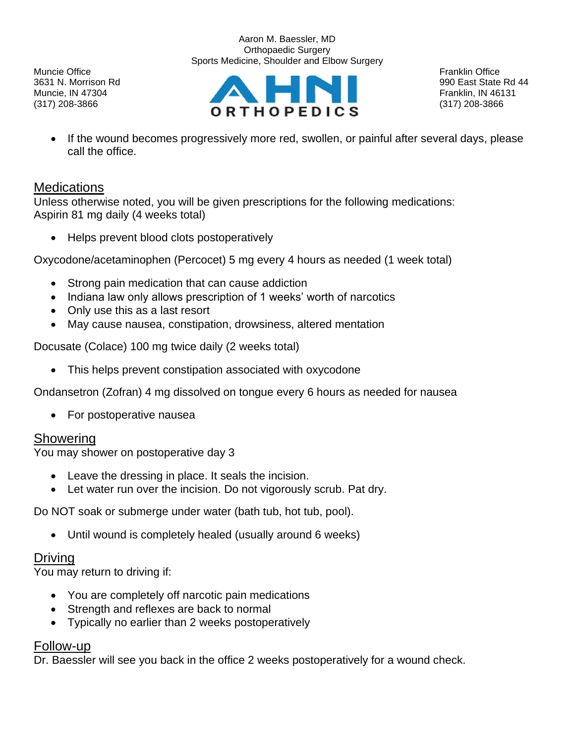- If the wound becomes progressively more red, swollen, or painful after several days, please call the office.

## Medications

Unless otherwise noted, you will be given prescriptions for the following medications:
Aspirin 81 mg daily (4 weeks total)

- Helps prevent blood clots postoperatively

Oxycodone/acetaminophen (Percocet) 5 mg every 4 hours as needed (1 week total)

- Strong pain medication that can cause addiction
- Indiana law only allows prescription of 1 weeks' worth of narcotics
- Only use this as a last resort
- May cause nausea, constipation, drowsiness, altered mentation

Docusate (Colace) 100 mg twice daily (2 weeks total)

- This helps prevent constipation associated with oxycodone

Ondansetron (Zofran) 4 mg dissolved on tongue every 6 hours as needed for nausea

- For postoperative nausea

## Showering

You may shower on postoperative day 3

- Leave the dressing in place. It seals the incision.
- Let water run over the incision. Do not vigorously scrub. Pat dry.

Do NOT soak or submerge under water (bath tub, hot tub, pool).

- Until wound is completely healed (usually around 6 weeks)

## Driving

You may return to driving if:

- You are completely off narcotic pain medications
- Strength and reflexes are back to normal
- Typically no earlier than 2 weeks postoperatively

## Follow-up

Dr. Baessler will see you back in the office 2 weeks postoperatively for a wound check.